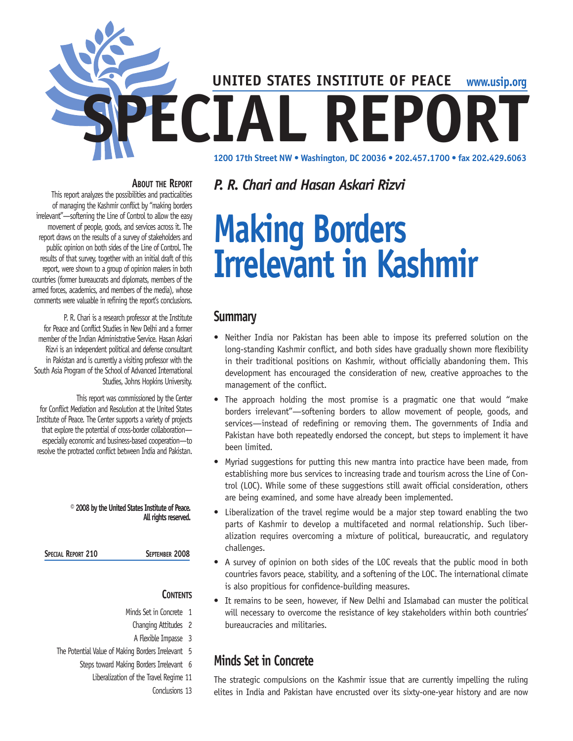UNITED STATES INSTITUTE OF PEACE www.usip.org

# SPECIAL REPORT

1200 17th Street NW • Washington, DC 20036 • 202.457.1700 • fax 202.429.6063

### About the Report

This report analyzes the possibilities and practicalities of managing the Kashmir conflict by "making borders irrelevant"—softening the Line of Control to allow the easy movement of people, goods, and services across it. The report draws on the results of a survey of stakeholders and public opinion on both sides of the Line of Control. The results of that survey, together with an initial draft of this report, were shown to a group of opinion makers in both countries (former bureaucrats and diplomats, members of the armed forces, academics, and members of the media), whose comments were valuable in refining the report's conclusions.

P. R. Chari is a research professor at the Institute for Peace and Conflict Studies in New Delhi and a former member of the Indian Administrative Service. Hasan Askari Rizvi is an independent political and defense consultant in Pakistan and is currently a visiting professor with the South Asia Program of the School of Advanced International Studies, Johns Hopkins University.

This report was commissioned by the Center for Conflict Mediation and Resolution at the United States Institute of Peace. The Center supports a variety of projects that explore the potential of cross-border collaboration—especially economic and business-based cooperation—to resolve the protracted conflict between India and Pakistan.

**© 2008 by the United States Institute of Peace. All rights reserved.**

Special Report 210 — September 2008

### Contents

- Minds Set in Concrete 1
- Changing Attitudes 2
- A Flexible Impasse 3
- The Potential Value of Making Borders Irrelevant 5
- Steps toward Making Borders Irrelevant 6
- Liberalization of the Travel Regime 11
- Conclusions 13

*P. R. Chari and Hasan Askari Rizvi*

# Making Borders Irrelevant in Kashmir

## Summary

- Neither India nor Pakistan has been able to impose its preferred solution on the long-standing Kashmir conflict, and both sides have gradually shown more flexibility in their traditional positions on Kashmir, without officially abandoning them. This development has encouraged the consideration of new, creative approaches to the management of the conflict.
- The approach holding the most promise is a pragmatic one that would "make borders irrelevant"—softening borders to allow movement of people, goods, and services—instead of redefining or removing them. The governments of India and Pakistan have both repeatedly endorsed the concept, but steps to implement it have been limited.
- Myriad suggestions for putting this new mantra into practice have been made, from establishing more bus services to increasing trade and tourism across the Line of Control (LOC). While some of these suggestions still await official consideration, others are being examined, and some have already been implemented.
- Liberalization of the travel regime would be a major step toward enabling the two parts of Kashmir to develop a multifaceted and normal relationship. Such liberalization requires overcoming a mixture of political, bureaucratic, and regulatory challenges.
- A survey of opinion on both sides of the LOC reveals that the public mood in both countries favors peace, stability, and a softening of the LOC. The international climate is also propitious for confidence-building measures.
- It remains to be seen, however, if New Delhi and Islamabad can muster the political will necessary to overcome the resistance of key stakeholders within both countries' bureaucracies and militaries.

## Minds Set in Concrete

The strategic compulsions on the Kashmir issue that are currently impelling the ruling elites in India and Pakistan have encrusted over its sixty-one-year history and are now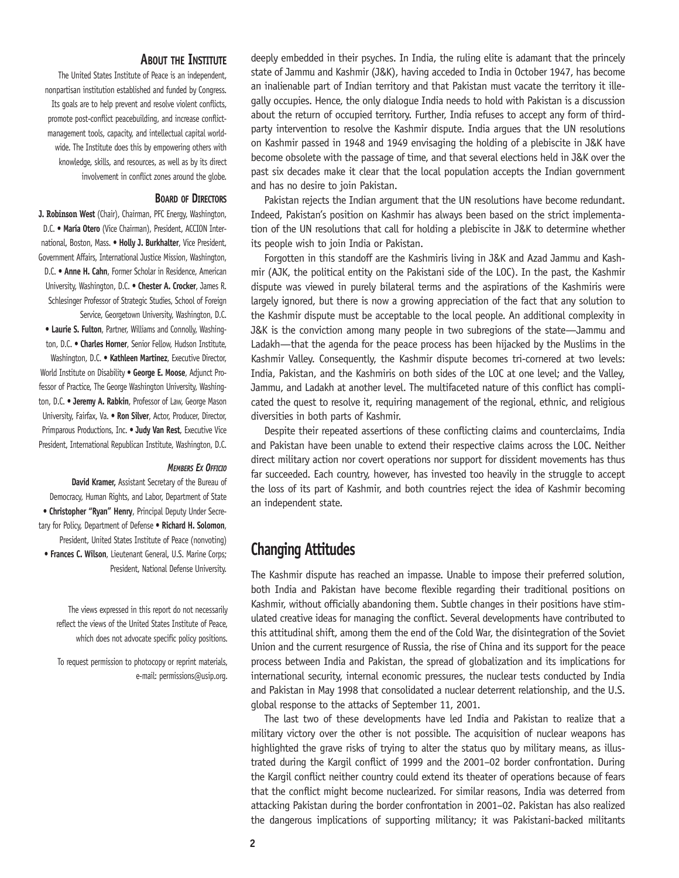### About the Institute

The United States Institute of Peace is an independent, nonpartisan institution established and funded by Congress. Its goals are to help prevent and resolve violent conflicts, promote post-conflict peacebuilding, and increase conflict-management tools, capacity, and intellectual capital worldwide. The Institute does this by empowering others with knowledge, skills, and resources, as well as by its direct involvement in conflict zones around the globe.

### Board of Directors

**J. Robinson West** (Chair), Chairman, PFC Energy, Washington, D.C. • **María Otero** (Vice Chairman), President, ACCION International, Boston, Mass. • **Holly J. Burkhalter**, Vice President, Government Affairs, International Justice Mission, Washington, D.C. • **Anne H. Cahn**, Former Scholar in Residence, American University, Washington, D.C. • **Chester A. Crocker**, James R. Schlesinger Professor of Strategic Studies, School of Foreign Service, Georgetown University, Washington, D.C. • **Laurie S. Fulton**, Partner, Williams and Connolly, Washington, D.C. • **Charles Horner**, Senior Fellow, Hudson Institute, Washington, D.C. • **Kathleen Martinez**, Executive Director, World Institute on Disability • **George E. Moose**, Adjunct Professor of Practice, The George Washington University, Washington, D.C. • **Jeremy A. Rabkin**, Professor of Law, George Mason University, Fairfax, Va. • **Ron Silver**, Actor, Producer, Director, Primparous Productions, Inc. • **Judy Van Rest**, Executive Vice President, International Republican Institute, Washington, D.C.

#### *Members Ex Officio*

**David Kramer,** Assistant Secretary of the Bureau of Democracy, Human Rights, and Labor, Department of State • **Christopher "Ryan" Henry**, Principal Deputy Under Secretary for Policy, Department of Defense • **Richard H. Solomon**, President, United States Institute of Peace (nonvoting) • **Frances C. Wilson**, Lieutenant General, U.S. Marine Corps; President, National Defense University.

The views expressed in this report do not necessarily reflect the views of the United States Institute of Peace, which does not advocate specific policy positions.

To request permission to photocopy or reprint materials, e-mail: permissions@usip.org.

deeply embedded in their psyches. In India, the ruling elite is adamant that the princely state of Jammu and Kashmir (J&K), having acceded to India in October 1947, has become an inalienable part of Indian territory and that Pakistan must vacate the territory it illegally occupies. Hence, the only dialogue India needs to hold with Pakistan is a discussion about the return of occupied territory. Further, India refuses to accept any form of third-party intervention to resolve the Kashmir dispute. India argues that the UN resolutions on Kashmir passed in 1948 and 1949 envisaging the holding of a plebiscite in J&K have become obsolete with the passage of time, and that several elections held in J&K over the past six decades make it clear that the local population accepts the Indian government and has no desire to join Pakistan.

Pakistan rejects the Indian argument that the UN resolutions have become redundant. Indeed, Pakistan's position on Kashmir has always been based on the strict implementation of the UN resolutions that call for holding a plebiscite in J&K to determine whether its people wish to join India or Pakistan.

Forgotten in this standoff are the Kashmiris living in J&K and Azad Jammu and Kashmir (AJK, the political entity on the Pakistani side of the LOC). In the past, the Kashmir dispute was viewed in purely bilateral terms and the aspirations of the Kashmiris were largely ignored, but there is now a growing appreciation of the fact that any solution to the Kashmir dispute must be acceptable to the local people. An additional complexity in J&K is the conviction among many people in two subregions of the state—Jammu and Ladakh—that the agenda for the peace process has been hijacked by the Muslims in the Kashmir Valley. Consequently, the Kashmir dispute becomes tri-cornered at two levels: India, Pakistan, and the Kashmiris on both sides of the LOC at one level; and the Valley, Jammu, and Ladakh at another level. The multifaceted nature of this conflict has complicated the quest to resolve it, requiring management of the regional, ethnic, and religious diversities in both parts of Kashmir.

Despite their repeated assertions of these conflicting claims and counterclaims, India and Pakistan have been unable to extend their respective claims across the LOC. Neither direct military action nor covert operations nor support for dissident movements has thus far succeeded. Each country, however, has invested too heavily in the struggle to accept the loss of its part of Kashmir, and both countries reject the idea of Kashmir becoming an independent state.

## Changing Attitudes

The Kashmir dispute has reached an impasse. Unable to impose their preferred solution, both India and Pakistan have become flexible regarding their traditional positions on Kashmir, without officially abandoning them. Subtle changes in their positions have stimulated creative ideas for managing the conflict. Several developments have contributed to this attitudinal shift, among them the end of the Cold War, the disintegration of the Soviet Union and the current resurgence of Russia, the rise of China and its support for the peace process between India and Pakistan, the spread of globalization and its implications for international security, internal economic pressures, the nuclear tests conducted by India and Pakistan in May 1998 that consolidated a nuclear deterrent relationship, and the U.S. global response to the attacks of September 11, 2001.

The last two of these developments have led India and Pakistan to realize that a military victory over the other is not possible. The acquisition of nuclear weapons has highlighted the grave risks of trying to alter the status quo by military means, as illustrated during the Kargil conflict of 1999 and the 2001–02 border confrontation. During the Kargil conflict neither country could extend its theater of operations because of fears that the conflict might become nuclearized. For similar reasons, India was deterred from attacking Pakistan during the border confrontation in 2001–02. Pakistan has also realized the dangerous implications of supporting militancy; it was Pakistani-backed militants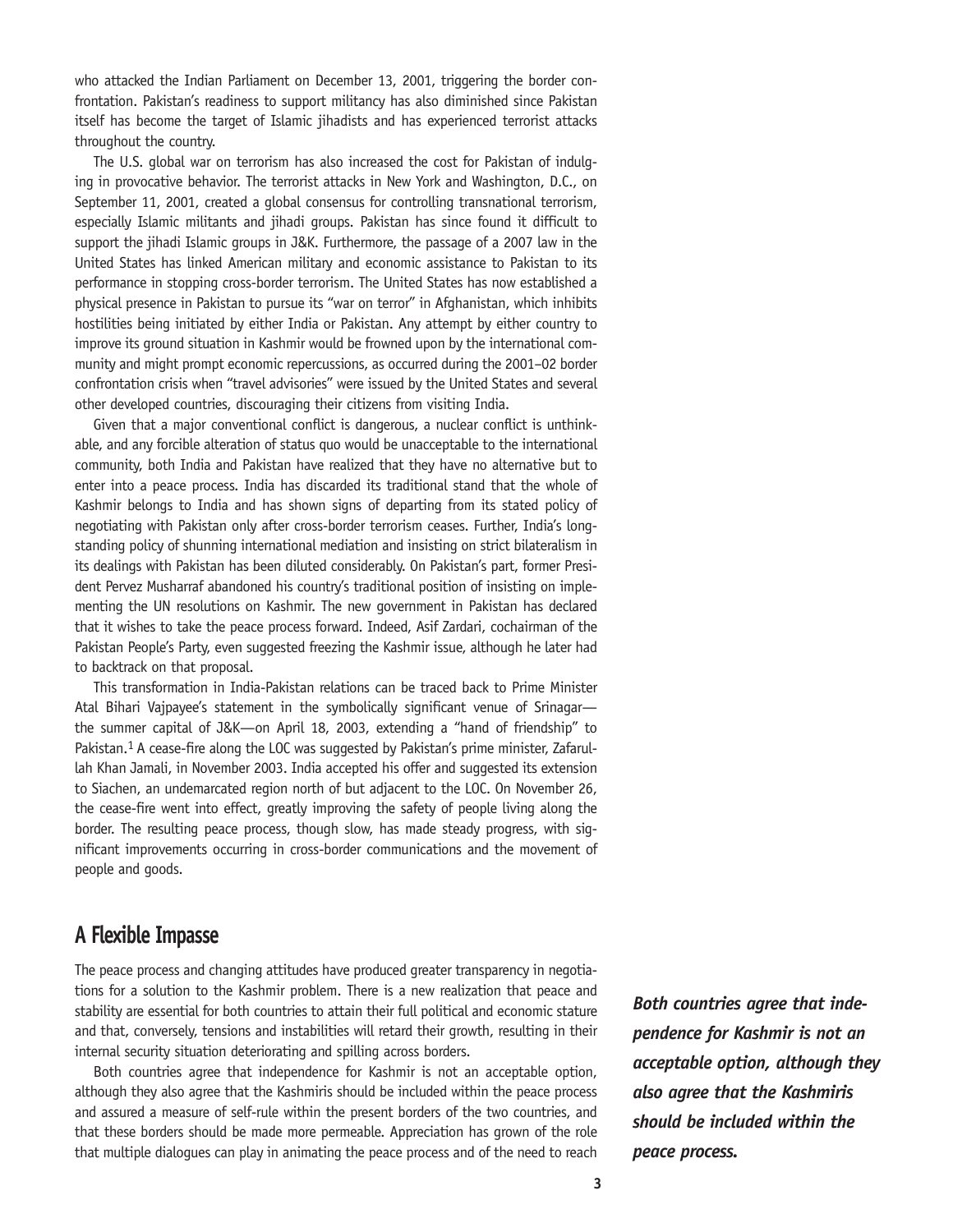who attacked the Indian Parliament on December 13, 2001, triggering the border confrontation. Pakistan's readiness to support militancy has also diminished since Pakistan itself has become the target of Islamic jihadists and has experienced terrorist attacks throughout the country.

The U.S. global war on terrorism has also increased the cost for Pakistan of indulging in provocative behavior. The terrorist attacks in New York and Washington, D.C., on September 11, 2001, created a global consensus for controlling transnational terrorism, especially Islamic militants and jihadi groups. Pakistan has since found it difficult to support the jihadi Islamic groups in J&K. Furthermore, the passage of a 2007 law in the United States has linked American military and economic assistance to Pakistan to its performance in stopping cross-border terrorism. The United States has now established a physical presence in Pakistan to pursue its "war on terror" in Afghanistan, which inhibits hostilities being initiated by either India or Pakistan. Any attempt by either country to improve its ground situation in Kashmir would be frowned upon by the international community and might prompt economic repercussions, as occurred during the 2001–02 border confrontation crisis when "travel advisories" were issued by the United States and several other developed countries, discouraging their citizens from visiting India.

Given that a major conventional conflict is dangerous, a nuclear conflict is unthinkable, and any forcible alteration of status quo would be unacceptable to the international community, both India and Pakistan have realized that they have no alternative but to enter into a peace process. India has discarded its traditional stand that the whole of Kashmir belongs to India and has shown signs of departing from its stated policy of negotiating with Pakistan only after cross-border terrorism ceases. Further, India's longstanding policy of shunning international mediation and insisting on strict bilateralism in its dealings with Pakistan has been diluted considerably. On Pakistan's part, former President Pervez Musharraf abandoned his country's traditional position of insisting on implementing the UN resolutions on Kashmir. The new government in Pakistan has declared that it wishes to take the peace process forward. Indeed, Asif Zardari, cochairman of the Pakistan People's Party, even suggested freezing the Kashmir issue, although he later had to backtrack on that proposal.

This transformation in India-Pakistan relations can be traced back to Prime Minister Atal Bihari Vajpayee's statement in the symbolically significant venue of Srinagar—the summer capital of J&K—on April 18, 2003, extending a "hand of friendship" to Pakistan.[1] A cease-fire along the LOC was suggested by Pakistan's prime minister, Zafarullah Khan Jamali, in November 2003. India accepted his offer and suggested its extension to Siachen, an undemarcated region north of but adjacent to the LOC. On November 26, the cease-fire went into effect, greatly improving the safety of people living along the border. The resulting peace process, though slow, has made steady progress, with significant improvements occurring in cross-border communications and the movement of people and goods.

## A Flexible Impasse

The peace process and changing attitudes have produced greater transparency in negotiations for a solution to the Kashmir problem. There is a new realization that peace and stability are essential for both countries to attain their full political and economic stature and that, conversely, tensions and instabilities will retard their growth, resulting in their internal security situation deteriorating and spilling across borders.

Both countries agree that independence for Kashmir is not an acceptable option, although they also agree that the Kashmiris should be included within the peace process and assured a measure of self-rule within the present borders of the two countries, and that these borders should be made more permeable. Appreciation has grown of the role that multiple dialogues can play in animating the peace process and of the need to reach

***Both countries agree that independence for Kashmir is not an acceptable option, although they also agree that the Kashmiris should be included within the peace process.***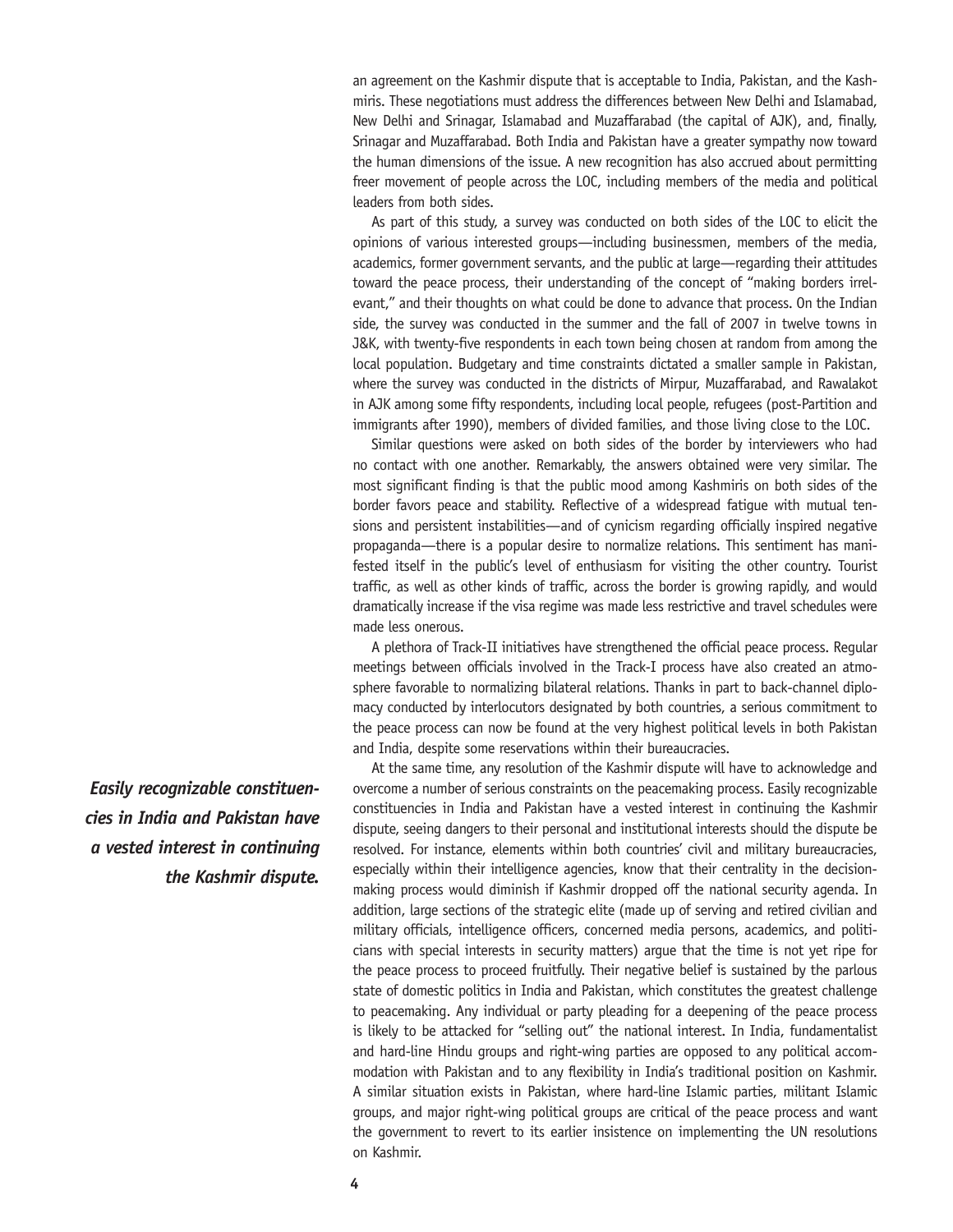an agreement on the Kashmir dispute that is acceptable to India, Pakistan, and the Kashmiris. These negotiations must address the differences between New Delhi and Islamabad, New Delhi and Srinagar, Islamabad and Muzaffarabad (the capital of AJK), and, finally, Srinagar and Muzaffarabad. Both India and Pakistan have a greater sympathy now toward the human dimensions of the issue. A new recognition has also accrued about permitting freer movement of people across the LOC, including members of the media and political leaders from both sides.

As part of this study, a survey was conducted on both sides of the LOC to elicit the opinions of various interested groups—including businessmen, members of the media, academics, former government servants, and the public at large—regarding their attitudes toward the peace process, their understanding of the concept of "making borders irrelevant," and their thoughts on what could be done to advance that process. On the Indian side, the survey was conducted in the summer and the fall of 2007 in twelve towns in J&K, with twenty-five respondents in each town being chosen at random from among the local population. Budgetary and time constraints dictated a smaller sample in Pakistan, where the survey was conducted in the districts of Mirpur, Muzaffarabad, and Rawalakot in AJK among some fifty respondents, including local people, refugees (post-Partition and immigrants after 1990), members of divided families, and those living close to the LOC.

Similar questions were asked on both sides of the border by interviewers who had no contact with one another. Remarkably, the answers obtained were very similar. The most significant finding is that the public mood among Kashmiris on both sides of the border favors peace and stability. Reflective of a widespread fatigue with mutual tensions and persistent instabilities—and of cynicism regarding officially inspired negative propaganda—there is a popular desire to normalize relations. This sentiment has manifested itself in the public's level of enthusiasm for visiting the other country. Tourist traffic, as well as other kinds of traffic, across the border is growing rapidly, and would dramatically increase if the visa regime was made less restrictive and travel schedules were made less onerous.

A plethora of Track-II initiatives have strengthened the official peace process. Regular meetings between officials involved in the Track-I process have also created an atmosphere favorable to normalizing bilateral relations. Thanks in part to back-channel diplomacy conducted by interlocutors designated by both countries, a serious commitment to the peace process can now be found at the very highest political levels in both Pakistan and India, despite some reservations within their bureaucracies.

***Easily recognizable constituencies in India and Pakistan have a vested interest in continuing the Kashmir dispute.***

At the same time, any resolution of the Kashmir dispute will have to acknowledge and overcome a number of serious constraints on the peacemaking process. Easily recognizable constituencies in India and Pakistan have a vested interest in continuing the Kashmir dispute, seeing dangers to their personal and institutional interests should the dispute be resolved. For instance, elements within both countries' civil and military bureaucracies, especially within their intelligence agencies, know that their centrality in the decision-making process would diminish if Kashmir dropped off the national security agenda. In addition, large sections of the strategic elite (made up of serving and retired civilian and military officials, intelligence officers, concerned media persons, academics, and politicians with special interests in security matters) argue that the time is not yet ripe for the peace process to proceed fruitfully. Their negative belief is sustained by the parlous state of domestic politics in India and Pakistan, which constitutes the greatest challenge to peacemaking. Any individual or party pleading for a deepening of the peace process is likely to be attacked for "selling out" the national interest. In India, fundamentalist and hard-line Hindu groups and right-wing parties are opposed to any political accommodation with Pakistan and to any flexibility in India's traditional position on Kashmir. A similar situation exists in Pakistan, where hard-line Islamic parties, militant Islamic groups, and major right-wing political groups are critical of the peace process and want the government to revert to its earlier insistence on implementing the UN resolutions on Kashmir.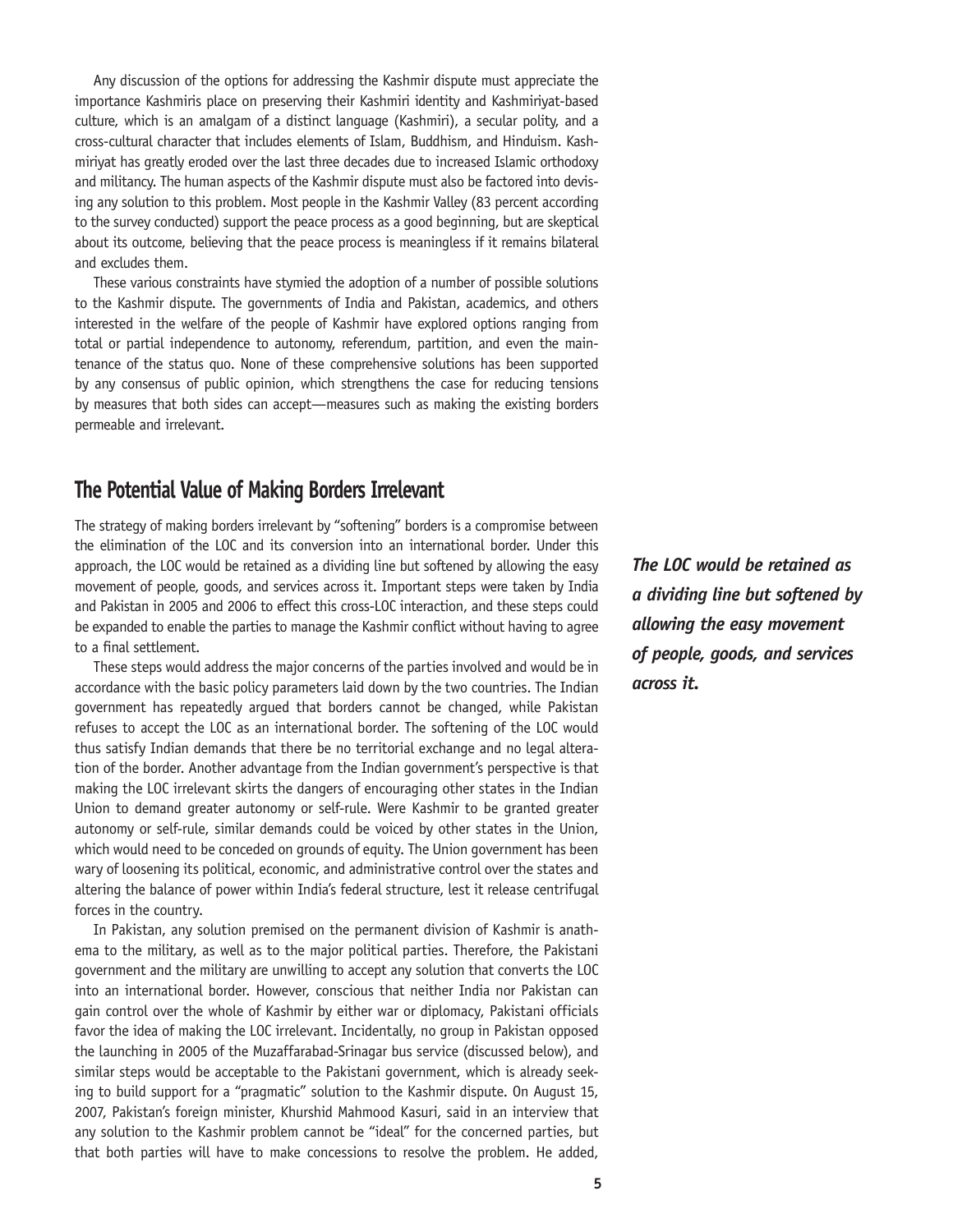Any discussion of the options for addressing the Kashmir dispute must appreciate the importance Kashmiris place on preserving their Kashmiri identity and Kashmiriyat-based culture, which is an amalgam of a distinct language (Kashmiri), a secular polity, and a cross-cultural character that includes elements of Islam, Buddhism, and Hinduism. Kashmiriyat has greatly eroded over the last three decades due to increased Islamic orthodoxy and militancy. The human aspects of the Kashmir dispute must also be factored into devising any solution to this problem. Most people in the Kashmir Valley (83 percent according to the survey conducted) support the peace process as a good beginning, but are skeptical about its outcome, believing that the peace process is meaningless if it remains bilateral and excludes them.

These various constraints have stymied the adoption of a number of possible solutions to the Kashmir dispute. The governments of India and Pakistan, academics, and others interested in the welfare of the people of Kashmir have explored options ranging from total or partial independence to autonomy, referendum, partition, and even the maintenance of the status quo. None of these comprehensive solutions has been supported by any consensus of public opinion, which strengthens the case for reducing tensions by measures that both sides can accept—measures such as making the existing borders permeable and irrelevant.

## The Potential Value of Making Borders Irrelevant

The strategy of making borders irrelevant by "softening" borders is a compromise between the elimination of the LOC and its conversion into an international border. Under this approach, the LOC would be retained as a dividing line but softened by allowing the easy movement of people, goods, and services across it. Important steps were taken by India and Pakistan in 2005 and 2006 to effect this cross-LOC interaction, and these steps could be expanded to enable the parties to manage the Kashmir conflict without having to agree to a final settlement.

***The LOC would be retained as a dividing line but softened by allowing the easy movement of people, goods, and services across it.***

These steps would address the major concerns of the parties involved and would be in accordance with the basic policy parameters laid down by the two countries. The Indian government has repeatedly argued that borders cannot be changed, while Pakistan refuses to accept the LOC as an international border. The softening of the LOC would thus satisfy Indian demands that there be no territorial exchange and no legal alteration of the border. Another advantage from the Indian government's perspective is that making the LOC irrelevant skirts the dangers of encouraging other states in the Indian Union to demand greater autonomy or self-rule. Were Kashmir to be granted greater autonomy or self-rule, similar demands could be voiced by other states in the Union, which would need to be conceded on grounds of equity. The Union government has been wary of loosening its political, economic, and administrative control over the states and altering the balance of power within India's federal structure, lest it release centrifugal forces in the country.

In Pakistan, any solution premised on the permanent division of Kashmir is anathema to the military, as well as to the major political parties. Therefore, the Pakistani government and the military are unwilling to accept any solution that converts the LOC into an international border. However, conscious that neither India nor Pakistan can gain control over the whole of Kashmir by either war or diplomacy, Pakistani officials favor the idea of making the LOC irrelevant. Incidentally, no group in Pakistan opposed the launching in 2005 of the Muzaffarabad-Srinagar bus service (discussed below), and similar steps would be acceptable to the Pakistani government, which is already seeking to build support for a "pragmatic" solution to the Kashmir dispute. On August 15, 2007, Pakistan's foreign minister, Khurshid Mahmood Kasuri, said in an interview that any solution to the Kashmir problem cannot be "ideal" for the concerned parties, but that both parties will have to make concessions to resolve the problem. He added,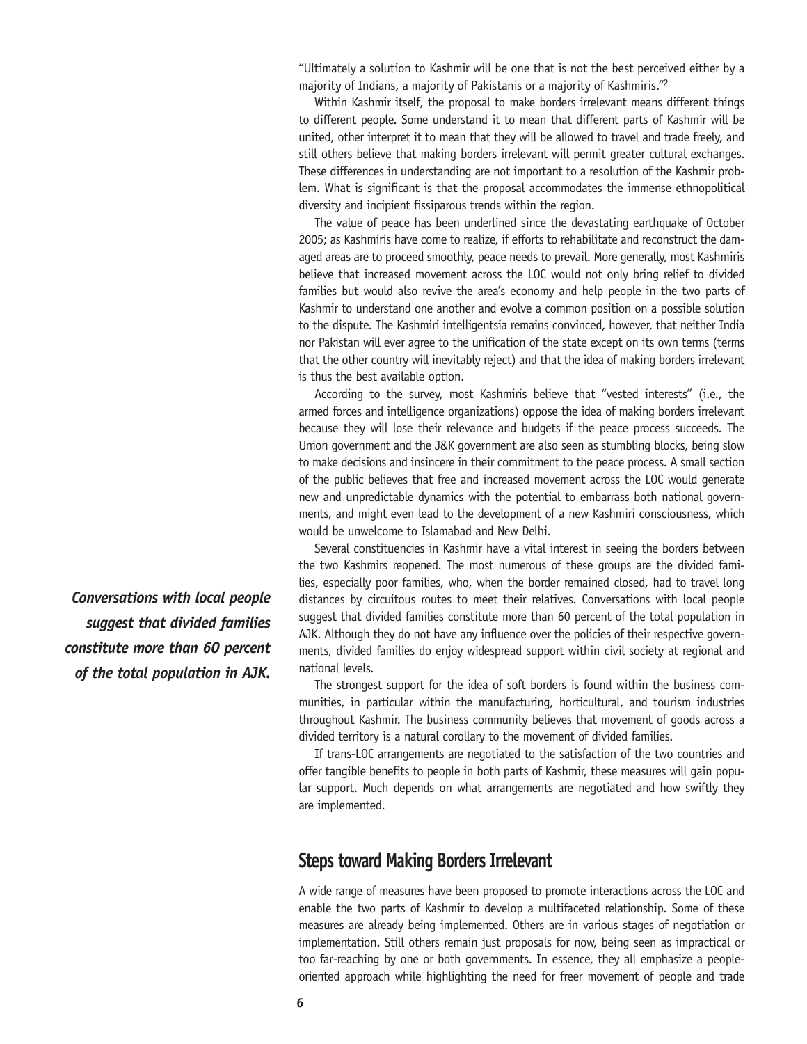"Ultimately a solution to Kashmir will be one that is not the best perceived either by a majority of Indians, a majority of Pakistanis or a majority of Kashmiris."[2]

Within Kashmir itself, the proposal to make borders irrelevant means different things to different people. Some understand it to mean that different parts of Kashmir will be united, other interpret it to mean that they will be allowed to travel and trade freely, and still others believe that making borders irrelevant will permit greater cultural exchanges. These differences in understanding are not important to a resolution of the Kashmir problem. What is significant is that the proposal accommodates the immense ethnopolitical diversity and incipient fissiparous trends within the region.

The value of peace has been underlined since the devastating earthquake of October 2005; as Kashmiris have come to realize, if efforts to rehabilitate and reconstruct the damaged areas are to proceed smoothly, peace needs to prevail. More generally, most Kashmiris believe that increased movement across the LOC would not only bring relief to divided families but would also revive the area's economy and help people in the two parts of Kashmir to understand one another and evolve a common position on a possible solution to the dispute. The Kashmiri intelligentsia remains convinced, however, that neither India nor Pakistan will ever agree to the unification of the state except on its own terms (terms that the other country will inevitably reject) and that the idea of making borders irrelevant is thus the best available option.

According to the survey, most Kashmiris believe that "vested interests" (i.e., the armed forces and intelligence organizations) oppose the idea of making borders irrelevant because they will lose their relevance and budgets if the peace process succeeds. The Union government and the J&K government are also seen as stumbling blocks, being slow to make decisions and insincere in their commitment to the peace process. A small section of the public believes that free and increased movement across the LOC would generate new and unpredictable dynamics with the potential to embarrass both national governments, and might even lead to the development of a new Kashmiri consciousness, which would be unwelcome to Islamabad and New Delhi.

Several constituencies in Kashmir have a vital interest in seeing the borders between the two Kashmirs reopened. The most numerous of these groups are the divided families, especially poor families, who, when the border remained closed, had to travel long distances by circuitous routes to meet their relatives. Conversations with local people suggest that divided families constitute more than 60 percent of the total population in AJK. Although they do not have any influence over the policies of their respective governments, divided families do enjoy widespread support within civil society at regional and national levels.

***Conversations with local people suggest that divided families constitute more than 60 percent of the total population in AJK.***

The strongest support for the idea of soft borders is found within the business communities, in particular within the manufacturing, horticultural, and tourism industries throughout Kashmir. The business community believes that movement of goods across a divided territory is a natural corollary to the movement of divided families.

If trans-LOC arrangements are negotiated to the satisfaction of the two countries and offer tangible benefits to people in both parts of Kashmir, these measures will gain popular support. Much depends on what arrangements are negotiated and how swiftly they are implemented.

## Steps toward Making Borders Irrelevant

A wide range of measures have been proposed to promote interactions across the LOC and enable the two parts of Kashmir to develop a multifaceted relationship. Some of these measures are already being implemented. Others are in various stages of negotiation or implementation. Still others remain just proposals for now, being seen as impractical or too far-reaching by one or both governments. In essence, they all emphasize a people-oriented approach while highlighting the need for freer movement of people and trade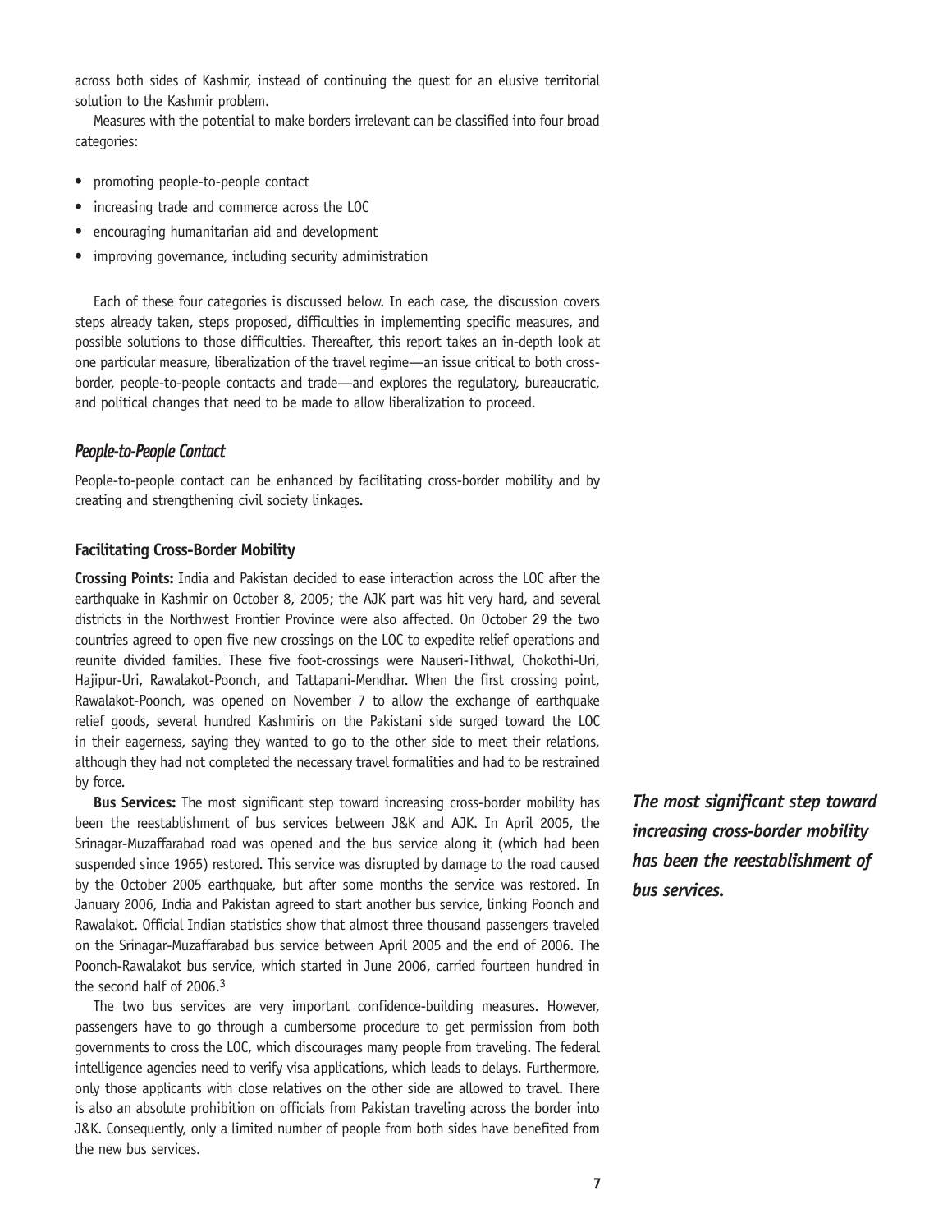across both sides of Kashmir, instead of continuing the quest for an elusive territorial solution to the Kashmir problem.

Measures with the potential to make borders irrelevant can be classified into four broad categories:

- promoting people-to-people contact
- increasing trade and commerce across the LOC
- encouraging humanitarian aid and development
- improving governance, including security administration

Each of these four categories is discussed below. In each case, the discussion covers steps already taken, steps proposed, difficulties in implementing specific measures, and possible solutions to those difficulties. Thereafter, this report takes an in-depth look at one particular measure, liberalization of the travel regime—an issue critical to both cross-border, people-to-people contacts and trade—and explores the regulatory, bureaucratic, and political changes that need to be made to allow liberalization to proceed.

## *People-to-People Contact*

People-to-people contact can be enhanced by facilitating cross-border mobility and by creating and strengthening civil society linkages.

### Facilitating Cross-Border Mobility

**Crossing Points:** India and Pakistan decided to ease interaction across the LOC after the earthquake in Kashmir on October 8, 2005; the AJK part was hit very hard, and several districts in the Northwest Frontier Province were also affected. On October 29 the two countries agreed to open five new crossings on the LOC to expedite relief operations and reunite divided families. These five foot-crossings were Nauseri-Tithwal, Chokothi-Uri, Hajipur-Uri, Rawalakot-Poonch, and Tattapani-Mendhar. When the first crossing point, Rawalakot-Poonch, was opened on November 7 to allow the exchange of earthquake relief goods, several hundred Kashmiris on the Pakistani side surged toward the LOC in their eagerness, saying they wanted to go to the other side to meet their relations, although they had not completed the necessary travel formalities and had to be restrained by force.

**Bus Services:** The most significant step toward increasing cross-border mobility has been the reestablishment of bus services between J&K and AJK. In April 2005, the Srinagar-Muzaffarabad road was opened and the bus service along it (which had been suspended since 1965) restored. This service was disrupted by damage to the road caused by the October 2005 earthquake, but after some months the service was restored. In January 2006, India and Pakistan agreed to start another bus service, linking Poonch and Rawalakot. Official Indian statistics show that almost three thousand passengers traveled on the Srinagar-Muzaffarabad bus service between April 2005 and the end of 2006. The Poonch-Rawalakot bus service, which started in June 2006, carried fourteen hundred in the second half of 2006.[3]

***The most significant step toward increasing cross-border mobility has been the reestablishment of bus services.***

The two bus services are very important confidence-building measures. However, passengers have to go through a cumbersome procedure to get permission from both governments to cross the LOC, which discourages many people from traveling. The federal intelligence agencies need to verify visa applications, which leads to delays. Furthermore, only those applicants with close relatives on the other side are allowed to travel. There is also an absolute prohibition on officials from Pakistan traveling across the border into J&K. Consequently, only a limited number of people from both sides have benefited from the new bus services.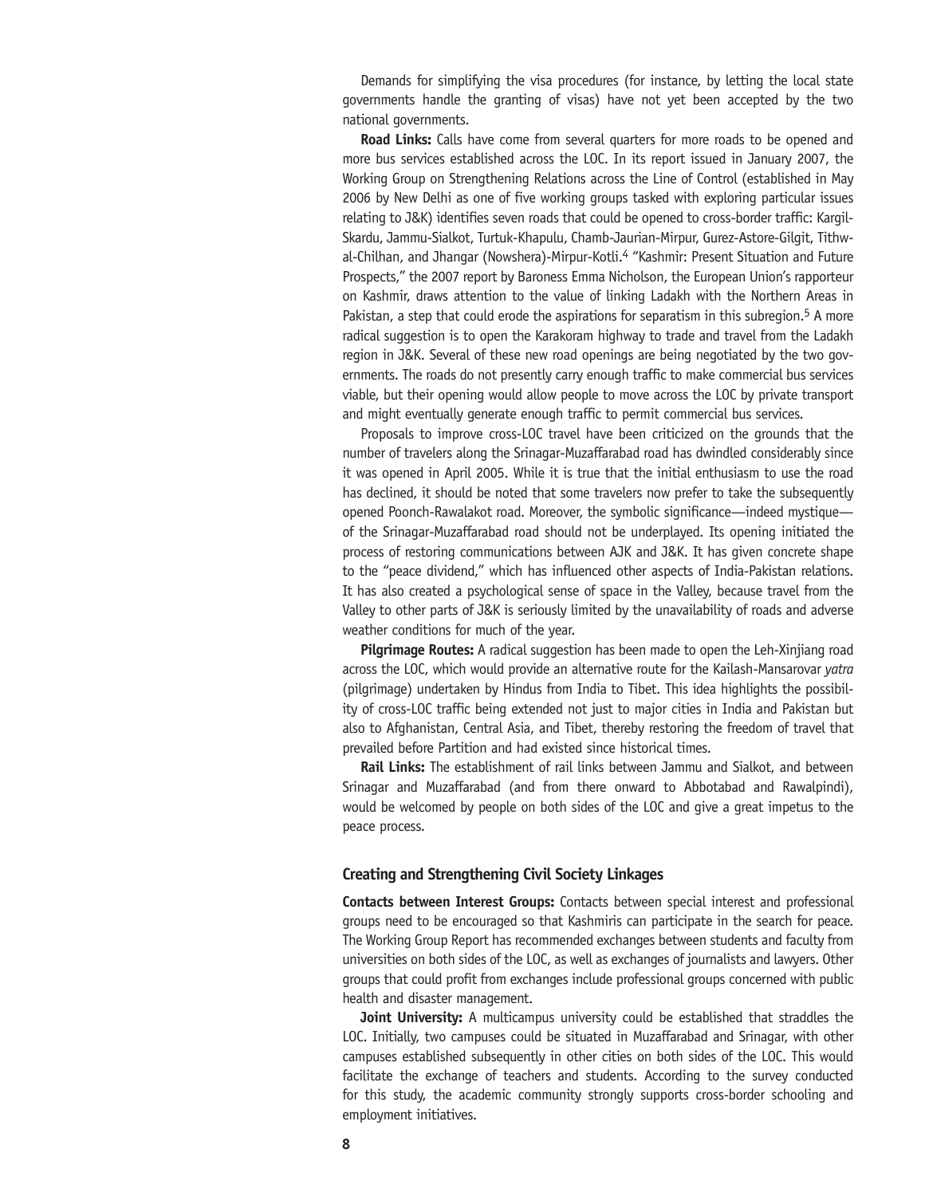Demands for simplifying the visa procedures (for instance, by letting the local state governments handle the granting of visas) have not yet been accepted by the two national governments.

**Road Links:** Calls have come from several quarters for more roads to be opened and more bus services established across the LOC. In its report issued in January 2007, the Working Group on Strengthening Relations across the Line of Control (established in May 2006 by New Delhi as one of five working groups tasked with exploring particular issues relating to J&K) identifies seven roads that could be opened to cross-border traffic: Kargil-Skardu, Jammu-Sialkot, Turtuk-Khapulu, Chamb-Jaurian-Mirpur, Gurez-Astore-Gilgit, Tithwal-Chilhan, and Jhangar (Nowshera)-Mirpur-Kotli.[4] "Kashmir: Present Situation and Future Prospects," the 2007 report by Baroness Emma Nicholson, the European Union's rapporteur on Kashmir, draws attention to the value of linking Ladakh with the Northern Areas in Pakistan, a step that could erode the aspirations for separatism in this subregion.[5] A more radical suggestion is to open the Karakoram highway to trade and travel from the Ladakh region in J&K. Several of these new road openings are being negotiated by the two governments. The roads do not presently carry enough traffic to make commercial bus services viable, but their opening would allow people to move across the LOC by private transport and might eventually generate enough traffic to permit commercial bus services.

Proposals to improve cross-LOC travel have been criticized on the grounds that the number of travelers along the Srinagar-Muzaffarabad road has dwindled considerably since it was opened in April 2005. While it is true that the initial enthusiasm to use the road has declined, it should be noted that some travelers now prefer to take the subsequently opened Poonch-Rawalakot road. Moreover, the symbolic significance—indeed mystique—of the Srinagar-Muzaffarabad road should not be underplayed. Its opening initiated the process of restoring communications between AJK and J&K. It has given concrete shape to the "peace dividend," which has influenced other aspects of India-Pakistan relations. It has also created a psychological sense of space in the Valley, because travel from the Valley to other parts of J&K is seriously limited by the unavailability of roads and adverse weather conditions for much of the year.

**Pilgrimage Routes:** A radical suggestion has been made to open the Leh-Xinjiang road across the LOC, which would provide an alternative route for the Kailash-Mansarovar *yatra* (pilgrimage) undertaken by Hindus from India to Tibet. This idea highlights the possibility of cross-LOC traffic being extended not just to major cities in India and Pakistan but also to Afghanistan, Central Asia, and Tibet, thereby restoring the freedom of travel that prevailed before Partition and had existed since historical times.

**Rail Links:** The establishment of rail links between Jammu and Sialkot, and between Srinagar and Muzaffarabad (and from there onward to Abbotabad and Rawalpindi), would be welcomed by people on both sides of the LOC and give a great impetus to the peace process.

### Creating and Strengthening Civil Society Linkages

**Contacts between Interest Groups:** Contacts between special interest and professional groups need to be encouraged so that Kashmiris can participate in the search for peace. The Working Group Report has recommended exchanges between students and faculty from universities on both sides of the LOC, as well as exchanges of journalists and lawyers. Other groups that could profit from exchanges include professional groups concerned with public health and disaster management.

**Joint University:** A multicampus university could be established that straddles the LOC. Initially, two campuses could be situated in Muzaffarabad and Srinagar, with other campuses established subsequently in other cities on both sides of the LOC. This would facilitate the exchange of teachers and students. According to the survey conducted for this study, the academic community strongly supports cross-border schooling and employment initiatives.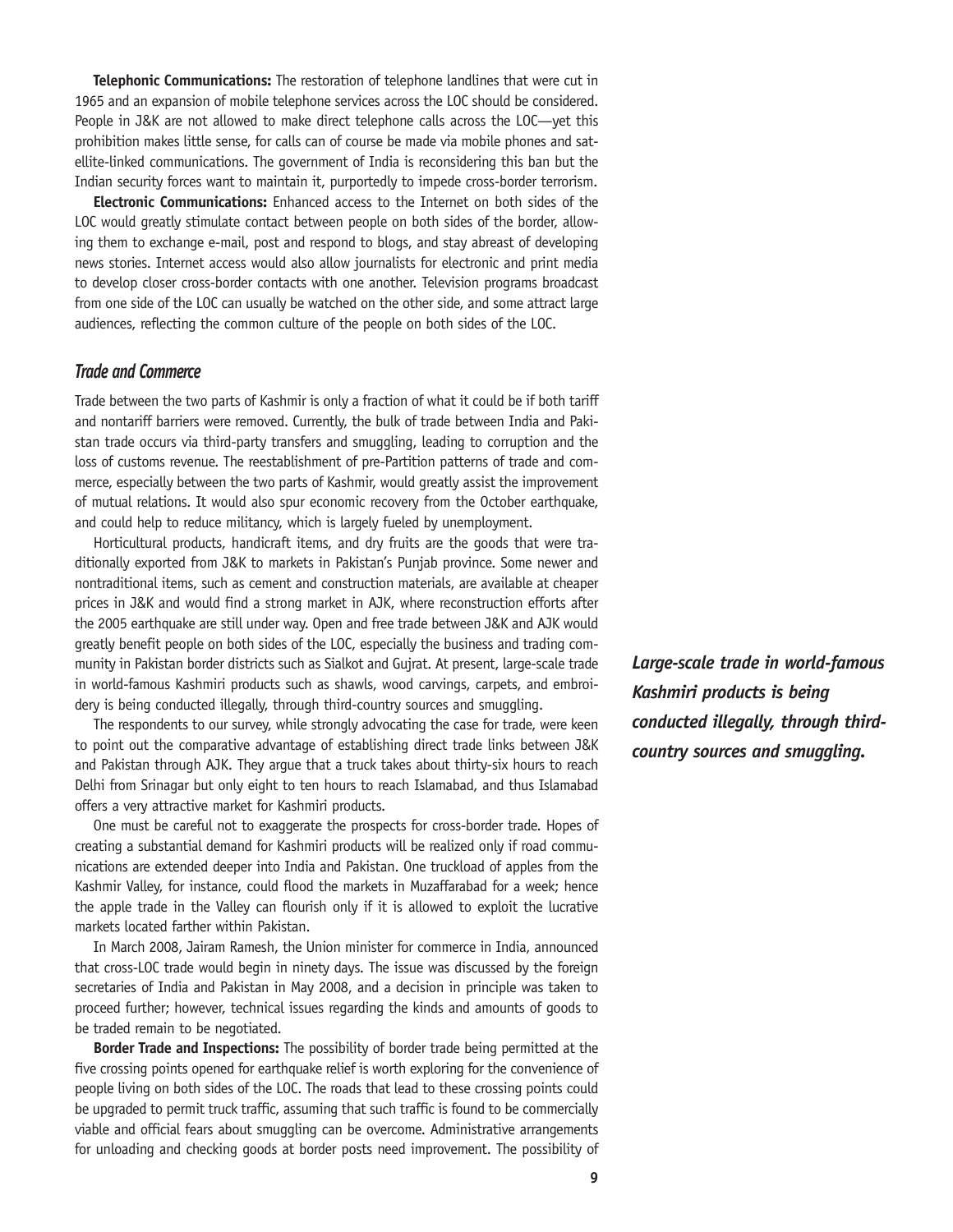**Telephonic Communications:** The restoration of telephone landlines that were cut in 1965 and an expansion of mobile telephone services across the LOC should be considered. People in J&K are not allowed to make direct telephone calls across the LOC—yet this prohibition makes little sense, for calls can of course be made via mobile phones and satellite-linked communications. The government of India is reconsidering this ban but the Indian security forces want to maintain it, purportedly to impede cross-border terrorism.

**Electronic Communications:** Enhanced access to the Internet on both sides of the LOC would greatly stimulate contact between people on both sides of the border, allowing them to exchange e-mail, post and respond to blogs, and stay abreast of developing news stories. Internet access would also allow journalists for electronic and print media to develop closer cross-border contacts with one another. Television programs broadcast from one side of the LOC can usually be watched on the other side, and some attract large audiences, reflecting the common culture of the people on both sides of the LOC.

### *Trade and Commerce*

Trade between the two parts of Kashmir is only a fraction of what it could be if both tariff and nontariff barriers were removed. Currently, the bulk of trade between India and Pakistan trade occurs via third-party transfers and smuggling, leading to corruption and the loss of customs revenue. The reestablishment of pre-Partition patterns of trade and commerce, especially between the two parts of Kashmir, would greatly assist the improvement of mutual relations. It would also spur economic recovery from the October earthquake, and could help to reduce militancy, which is largely fueled by unemployment.

Horticultural products, handicraft items, and dry fruits are the goods that were traditionally exported from J&K to markets in Pakistan's Punjab province. Some newer and nontraditional items, such as cement and construction materials, are available at cheaper prices in J&K and would find a strong market in AJK, where reconstruction efforts after the 2005 earthquake are still under way. Open and free trade between J&K and AJK would greatly benefit people on both sides of the LOC, especially the business and trading community in Pakistan border districts such as Sialkot and Gujrat. At present, large-scale trade in world-famous Kashmiri products such as shawls, wood carvings, carpets, and embroidery is being conducted illegally, through third-country sources and smuggling.

***Large-scale trade in world-famous Kashmiri products is being conducted illegally, through third-country sources and smuggling.***

The respondents to our survey, while strongly advocating the case for trade, were keen to point out the comparative advantage of establishing direct trade links between J&K and Pakistan through AJK. They argue that a truck takes about thirty-six hours to reach Delhi from Srinagar but only eight to ten hours to reach Islamabad, and thus Islamabad offers a very attractive market for Kashmiri products.

One must be careful not to exaggerate the prospects for cross-border trade. Hopes of creating a substantial demand for Kashmiri products will be realized only if road communications are extended deeper into India and Pakistan. One truckload of apples from the Kashmir Valley, for instance, could flood the markets in Muzaffarabad for a week; hence the apple trade in the Valley can flourish only if it is allowed to exploit the lucrative markets located farther within Pakistan.

In March 2008, Jairam Ramesh, the Union minister for commerce in India, announced that cross-LOC trade would begin in ninety days. The issue was discussed by the foreign secretaries of India and Pakistan in May 2008, and a decision in principle was taken to proceed further; however, technical issues regarding the kinds and amounts of goods to be traded remain to be negotiated.

**Border Trade and Inspections:** The possibility of border trade being permitted at the five crossing points opened for earthquake relief is worth exploring for the convenience of people living on both sides of the LOC. The roads that lead to these crossing points could be upgraded to permit truck traffic, assuming that such traffic is found to be commercially viable and official fears about smuggling can be overcome. Administrative arrangements for unloading and checking goods at border posts need improvement. The possibility of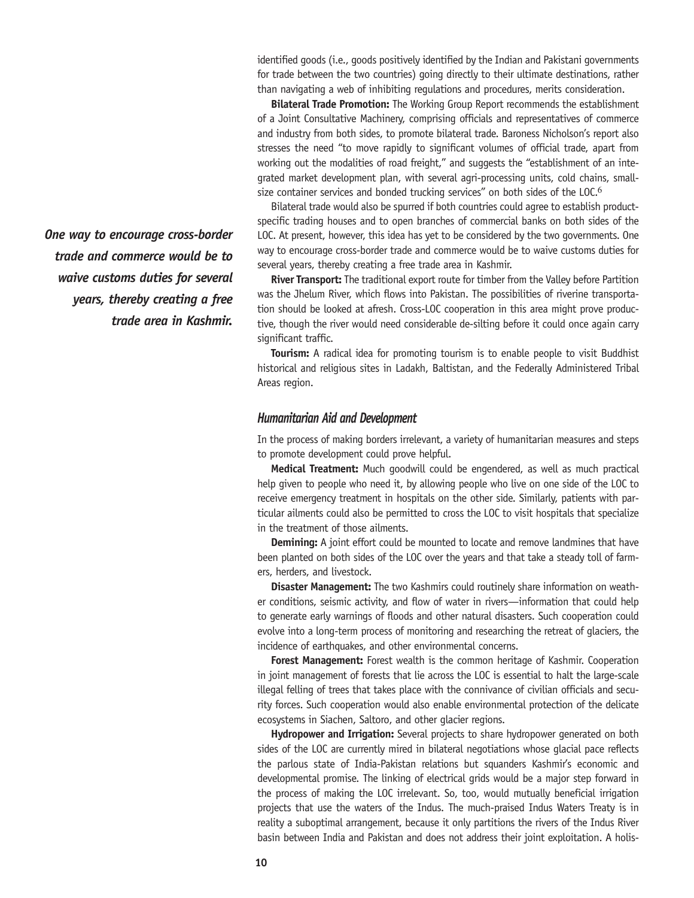identified goods (i.e., goods positively identified by the Indian and Pakistani governments for trade between the two countries) going directly to their ultimate destinations, rather than navigating a web of inhibiting regulations and procedures, merits consideration.

**Bilateral Trade Promotion:** The Working Group Report recommends the establishment of a Joint Consultative Machinery, comprising officials and representatives of commerce and industry from both sides, to promote bilateral trade. Baroness Nicholson's report also stresses the need "to move rapidly to significant volumes of official trade, apart from working out the modalities of road freight," and suggests the "establishment of an integrated market development plan, with several agri-processing units, cold chains, small-size container services and bonded trucking services" on both sides of the LOC.[6]

Bilateral trade would also be spurred if both countries could agree to establish product-specific trading houses and to open branches of commercial banks on both sides of the LOC. At present, however, this idea has yet to be considered by the two governments. One way to encourage cross-border trade and commerce would be to waive customs duties for several years, thereby creating a free trade area in Kashmir.

*One way to encourage cross-border trade and commerce would be to waive customs duties for several years, thereby creating a free trade area in Kashmir.*

**River Transport:** The traditional export route for timber from the Valley before Partition was the Jhelum River, which flows into Pakistan. The possibilities of riverine transportation should be looked at afresh. Cross-LOC cooperation in this area might prove productive, though the river would need considerable de-silting before it could once again carry significant traffic.

**Tourism:** A radical idea for promoting tourism is to enable people to visit Buddhist historical and religious sites in Ladakh, Baltistan, and the Federally Administered Tribal Areas region.

### *Humanitarian Aid and Development*

In the process of making borders irrelevant, a variety of humanitarian measures and steps to promote development could prove helpful.

**Medical Treatment:** Much goodwill could be engendered, as well as much practical help given to people who need it, by allowing people who live on one side of the LOC to receive emergency treatment in hospitals on the other side. Similarly, patients with particular ailments could also be permitted to cross the LOC to visit hospitals that specialize in the treatment of those ailments.

**Demining:** A joint effort could be mounted to locate and remove landmines that have been planted on both sides of the LOC over the years and that take a steady toll of farmers, herders, and livestock.

**Disaster Management:** The two Kashmirs could routinely share information on weather conditions, seismic activity, and flow of water in rivers—information that could help to generate early warnings of floods and other natural disasters. Such cooperation could evolve into a long-term process of monitoring and researching the retreat of glaciers, the incidence of earthquakes, and other environmental concerns.

**Forest Management:** Forest wealth is the common heritage of Kashmir. Cooperation in joint management of forests that lie across the LOC is essential to halt the large-scale illegal felling of trees that takes place with the connivance of civilian officials and security forces. Such cooperation would also enable environmental protection of the delicate ecosystems in Siachen, Saltoro, and other glacier regions.

**Hydropower and Irrigation:** Several projects to share hydropower generated on both sides of the LOC are currently mired in bilateral negotiations whose glacial pace reflects the parlous state of India-Pakistan relations but squanders Kashmir's economic and developmental promise. The linking of electrical grids would be a major step forward in the process of making the LOC irrelevant. So, too, would mutually beneficial irrigation projects that use the waters of the Indus. The much-praised Indus Waters Treaty is in reality a suboptimal arrangement, because it only partitions the rivers of the Indus River basin between India and Pakistan and does not address their joint exploitation. A holis-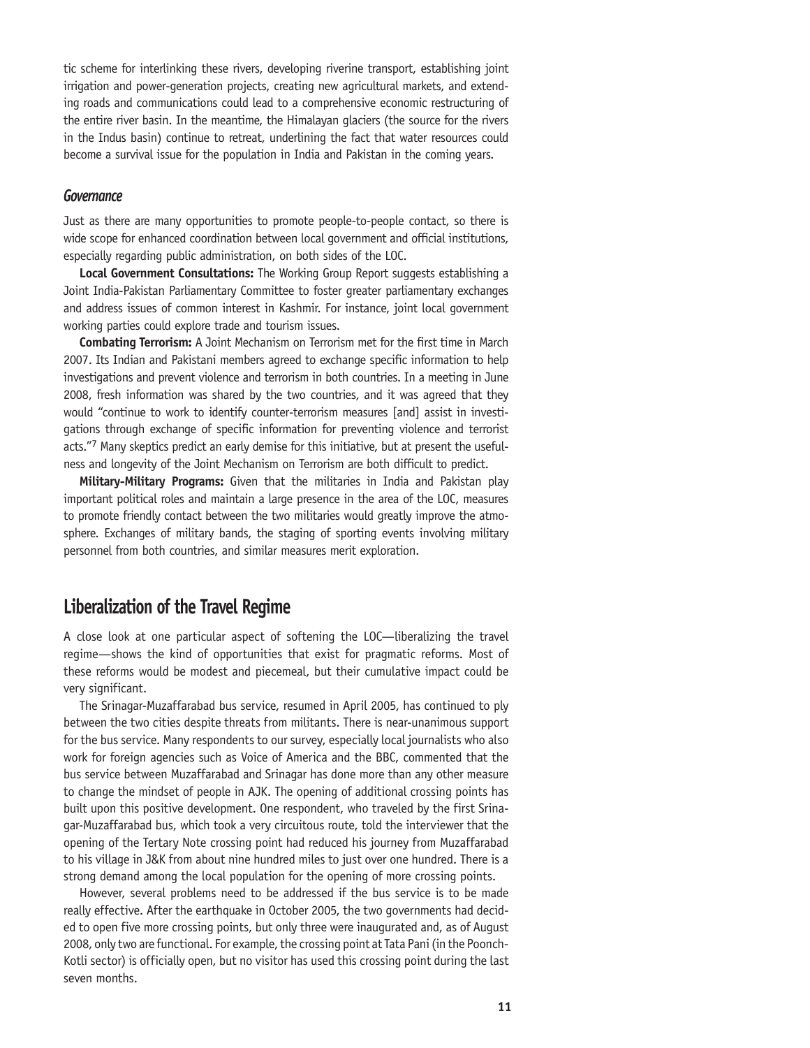tic scheme for interlinking these rivers, developing riverine transport, establishing joint irrigation and power-generation projects, creating new agricultural markets, and extending roads and communications could lead to a comprehensive economic restructuring of the entire river basin. In the meantime, the Himalayan glaciers (the source for the rivers in the Indus basin) continue to retreat, underlining the fact that water resources could become a survival issue for the population in India and Pakistan in the coming years.

### *Governance*

Just as there are many opportunities to promote people-to-people contact, so there is wide scope for enhanced coordination between local government and official institutions, especially regarding public administration, on both sides of the LOC.

**Local Government Consultations:** The Working Group Report suggests establishing a Joint India-Pakistan Parliamentary Committee to foster greater parliamentary exchanges and address issues of common interest in Kashmir. For instance, joint local government working parties could explore trade and tourism issues.

**Combating Terrorism:** A Joint Mechanism on Terrorism met for the first time in March 2007. Its Indian and Pakistani members agreed to exchange specific information to help investigations and prevent violence and terrorism in both countries. In a meeting in June 2008, fresh information was shared by the two countries, and it was agreed that they would "continue to work to identify counter-terrorism measures [and] assist in investigations through exchange of specific information for preventing violence and terrorist acts."[7] Many skeptics predict an early demise for this initiative, but at present the usefulness and longevity of the Joint Mechanism on Terrorism are both difficult to predict.

**Military-Military Programs:** Given that the militaries in India and Pakistan play important political roles and maintain a large presence in the area of the LOC, measures to promote friendly contact between the two militaries would greatly improve the atmosphere. Exchanges of military bands, the staging of sporting events involving military personnel from both countries, and similar measures merit exploration.

## Liberalization of the Travel Regime

A close look at one particular aspect of softening the LOC—liberalizing the travel regime—shows the kind of opportunities that exist for pragmatic reforms. Most of these reforms would be modest and piecemeal, but their cumulative impact could be very significant.

The Srinagar-Muzaffarabad bus service, resumed in April 2005, has continued to ply between the two cities despite threats from militants. There is near-unanimous support for the bus service. Many respondents to our survey, especially local journalists who also work for foreign agencies such as Voice of America and the BBC, commented that the bus service between Muzaffarabad and Srinagar has done more than any other measure to change the mindset of people in AJK. The opening of additional crossing points has built upon this positive development. One respondent, who traveled by the first Srinagar-Muzaffarabad bus, which took a very circuitous route, told the interviewer that the opening of the Tertary Note crossing point had reduced his journey from Muzaffarabad to his village in J&K from about nine hundred miles to just over one hundred. There is a strong demand among the local population for the opening of more crossing points.

However, several problems need to be addressed if the bus service is to be made really effective. After the earthquake in October 2005, the two governments had decided to open five more crossing points, but only three were inaugurated and, as of August 2008, only two are functional. For example, the crossing point at Tata Pani (in the Poonch-Kotli sector) is officially open, but no visitor has used this crossing point during the last seven months.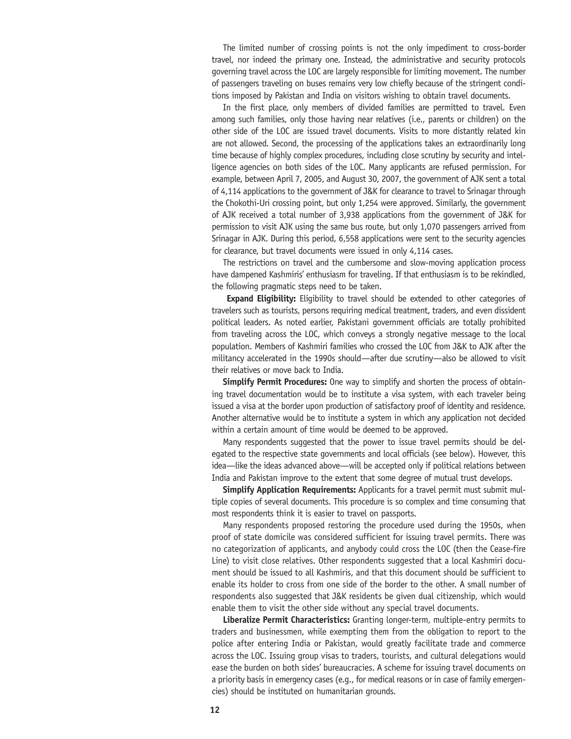The limited number of crossing points is not the only impediment to cross-border travel, nor indeed the primary one. Instead, the administrative and security protocols governing travel across the LOC are largely responsible for limiting movement. The number of passengers traveling on buses remains very low chiefly because of the stringent conditions imposed by Pakistan and India on visitors wishing to obtain travel documents.

In the first place, only members of divided families are permitted to travel. Even among such families, only those having near relatives (i.e., parents or children) on the other side of the LOC are issued travel documents. Visits to more distantly related kin are not allowed. Second, the processing of the applications takes an extraordinarily long time because of highly complex procedures, including close scrutiny by security and intelligence agencies on both sides of the LOC. Many applicants are refused permission. For example, between April 7, 2005, and August 30, 2007, the government of AJK sent a total of 4,114 applications to the government of J&K for clearance to travel to Srinagar through the Chokothi-Uri crossing point, but only 1,254 were approved. Similarly, the government of AJK received a total number of 3,938 applications from the government of J&K for permission to visit AJK using the same bus route, but only 1,070 passengers arrived from Srinagar in AJK. During this period, 6,558 applications were sent to the security agencies for clearance, but travel documents were issued in only 4,114 cases.

The restrictions on travel and the cumbersome and slow-moving application process have dampened Kashmiris' enthusiasm for traveling. If that enthusiasm is to be rekindled, the following pragmatic steps need to be taken.

**Expand Eligibility:** Eligibility to travel should be extended to other categories of travelers such as tourists, persons requiring medical treatment, traders, and even dissident political leaders. As noted earlier, Pakistani government officials are totally prohibited from traveling across the LOC, which conveys a strongly negative message to the local population. Members of Kashmiri families who crossed the LOC from J&K to AJK after the militancy accelerated in the 1990s should—after due scrutiny—also be allowed to visit their relatives or move back to India.

**Simplify Permit Procedures:** One way to simplify and shorten the process of obtaining travel documentation would be to institute a visa system, with each traveler being issued a visa at the border upon production of satisfactory proof of identity and residence. Another alternative would be to institute a system in which any application not decided within a certain amount of time would be deemed to be approved.

Many respondents suggested that the power to issue travel permits should be delegated to the respective state governments and local officials (see below). However, this idea—like the ideas advanced above—will be accepted only if political relations between India and Pakistan improve to the extent that some degree of mutual trust develops.

**Simplify Application Requirements:** Applicants for a travel permit must submit multiple copies of several documents. This procedure is so complex and time consuming that most respondents think it is easier to travel on passports.

Many respondents proposed restoring the procedure used during the 1950s, when proof of state domicile was considered sufficient for issuing travel permits. There was no categorization of applicants, and anybody could cross the LOC (then the Cease-fire Line) to visit close relatives. Other respondents suggested that a local Kashmiri document should be issued to all Kashmiris, and that this document should be sufficient to enable its holder to cross from one side of the border to the other. A small number of respondents also suggested that J&K residents be given dual citizenship, which would enable them to visit the other side without any special travel documents.

**Liberalize Permit Characteristics:** Granting longer-term, multiple-entry permits to traders and businessmen, while exempting them from the obligation to report to the police after entering India or Pakistan, would greatly facilitate trade and commerce across the LOC. Issuing group visas to traders, tourists, and cultural delegations would ease the burden on both sides' bureaucracies. A scheme for issuing travel documents on a priority basis in emergency cases (e.g., for medical reasons or in case of family emergencies) should be instituted on humanitarian grounds.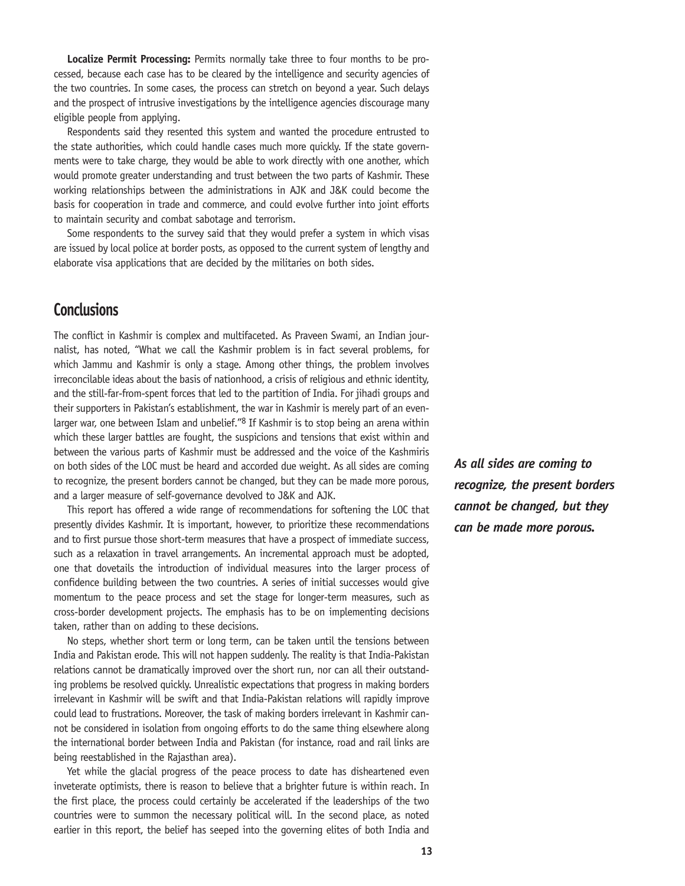**Localize Permit Processing:** Permits normally take three to four months to be processed, because each case has to be cleared by the intelligence and security agencies of the two countries. In some cases, the process can stretch on beyond a year. Such delays and the prospect of intrusive investigations by the intelligence agencies discourage many eligible people from applying.

Respondents said they resented this system and wanted the procedure entrusted to the state authorities, which could handle cases much more quickly. If the state governments were to take charge, they would be able to work directly with one another, which would promote greater understanding and trust between the two parts of Kashmir. These working relationships between the administrations in AJK and J&K could become the basis for cooperation in trade and commerce, and could evolve further into joint efforts to maintain security and combat sabotage and terrorism.

Some respondents to the survey said that they would prefer a system in which visas are issued by local police at border posts, as opposed to the current system of lengthy and elaborate visa applications that are decided by the militaries on both sides.

## Conclusions

The conflict in Kashmir is complex and multifaceted. As Praveen Swami, an Indian journalist, has noted, "What we call the Kashmir problem is in fact several problems, for which Jammu and Kashmir is only a stage. Among other things, the problem involves irreconcilable ideas about the basis of nationhood, a crisis of religious and ethnic identity, and the still-far-from-spent forces that led to the partition of India. For jihadi groups and their supporters in Pakistan's establishment, the war in Kashmir is merely part of an even-larger war, one between Islam and unbelief."[8] If Kashmir is to stop being an arena within which these larger battles are fought, the suspicions and tensions that exist within and between the various parts of Kashmir must be addressed and the voice of the Kashmiris on both sides of the LOC must be heard and accorded due weight. As all sides are coming to recognize, the present borders cannot be changed, but they can be made more porous, and a larger measure of self-governance devolved to J&K and AJK.

***As all sides are coming to recognize, the present borders cannot be changed, but they can be made more porous.***

This report has offered a wide range of recommendations for softening the LOC that presently divides Kashmir. It is important, however, to prioritize these recommendations and to first pursue those short-term measures that have a prospect of immediate success, such as a relaxation in travel arrangements. An incremental approach must be adopted, one that dovetails the introduction of individual measures into the larger process of confidence building between the two countries. A series of initial successes would give momentum to the peace process and set the stage for longer-term measures, such as cross-border development projects. The emphasis has to be on implementing decisions taken, rather than on adding to these decisions.

No steps, whether short term or long term, can be taken until the tensions between India and Pakistan erode. This will not happen suddenly. The reality is that India-Pakistan relations cannot be dramatically improved over the short run, nor can all their outstanding problems be resolved quickly. Unrealistic expectations that progress in making borders irrelevant in Kashmir will be swift and that India-Pakistan relations will rapidly improve could lead to frustrations. Moreover, the task of making borders irrelevant in Kashmir cannot be considered in isolation from ongoing efforts to do the same thing elsewhere along the international border between India and Pakistan (for instance, road and rail links are being reestablished in the Rajasthan area).

Yet while the glacial progress of the peace process to date has disheartened even inveterate optimists, there is reason to believe that a brighter future is within reach. In the first place, the process could certainly be accelerated if the leaderships of the two countries were to summon the necessary political will. In the second place, as noted earlier in this report, the belief has seeped into the governing elites of both India and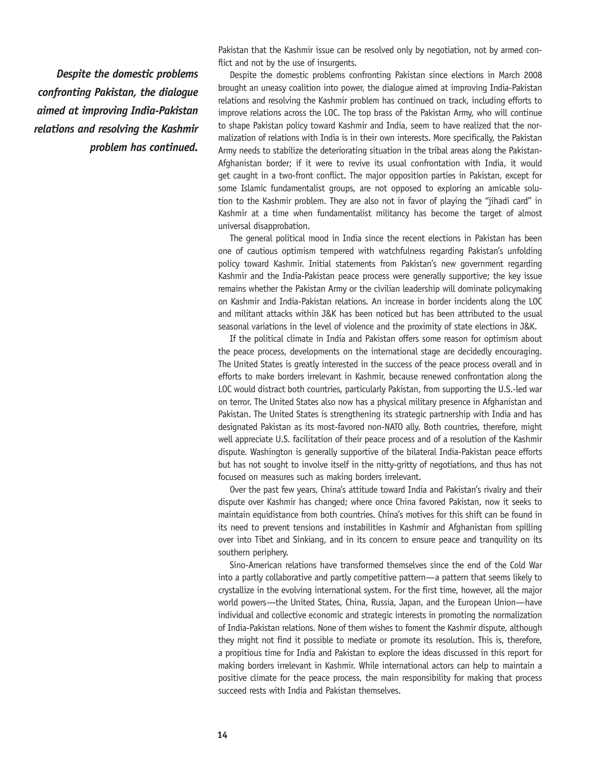*Despite the domestic problems confronting Pakistan, the dialogue aimed at improving India-Pakistan relations and resolving the Kashmir problem has continued.*

Pakistan that the Kashmir issue can be resolved only by negotiation, not by armed conflict and not by the use of insurgents.

Despite the domestic problems confronting Pakistan since elections in March 2008 brought an uneasy coalition into power, the dialogue aimed at improving India-Pakistan relations and resolving the Kashmir problem has continued on track, including efforts to improve relations across the LOC. The top brass of the Pakistan Army, who will continue to shape Pakistan policy toward Kashmir and India, seem to have realized that the normalization of relations with India is in their own interests. More specifically, the Pakistan Army needs to stabilize the deteriorating situation in the tribal areas along the Pakistan-Afghanistan border; if it were to revive its usual confrontation with India, it would get caught in a two-front conflict. The major opposition parties in Pakistan, except for some Islamic fundamentalist groups, are not opposed to exploring an amicable solution to the Kashmir problem. They are also not in favor of playing the "jihadi card" in Kashmir at a time when fundamentalist militancy has become the target of almost universal disapprobation.

The general political mood in India since the recent elections in Pakistan has been one of cautious optimism tempered with watchfulness regarding Pakistan's unfolding policy toward Kashmir. Initial statements from Pakistan's new government regarding Kashmir and the India-Pakistan peace process were generally supportive; the key issue remains whether the Pakistan Army or the civilian leadership will dominate policymaking on Kashmir and India-Pakistan relations. An increase in border incidents along the LOC and militant attacks within J&K has been noticed but has been attributed to the usual seasonal variations in the level of violence and the proximity of state elections in J&K.

If the political climate in India and Pakistan offers some reason for optimism about the peace process, developments on the international stage are decidedly encouraging. The United States is greatly interested in the success of the peace process overall and in efforts to make borders irrelevant in Kashmir, because renewed confrontation along the LOC would distract both countries, particularly Pakistan, from supporting the U.S.-led war on terror. The United States also now has a physical military presence in Afghanistan and Pakistan. The United States is strengthening its strategic partnership with India and has designated Pakistan as its most-favored non-NATO ally. Both countries, therefore, might well appreciate U.S. facilitation of their peace process and of a resolution of the Kashmir dispute. Washington is generally supportive of the bilateral India-Pakistan peace efforts but has not sought to involve itself in the nitty-gritty of negotiations, and thus has not focused on measures such as making borders irrelevant.

Over the past few years, China's attitude toward India and Pakistan's rivalry and their dispute over Kashmir has changed; where once China favored Pakistan, now it seeks to maintain equidistance from both countries. China's motives for this shift can be found in its need to prevent tensions and instabilities in Kashmir and Afghanistan from spilling over into Tibet and Sinkiang, and in its concern to ensure peace and tranquility on its southern periphery.

Sino-American relations have transformed themselves since the end of the Cold War into a partly collaborative and partly competitive pattern—a pattern that seems likely to crystallize in the evolving international system. For the first time, however, all the major world powers—the United States, China, Russia, Japan, and the European Union—have individual and collective economic and strategic interests in promoting the normalization of India-Pakistan relations. None of them wishes to foment the Kashmir dispute, although they might not find it possible to mediate or promote its resolution. This is, therefore, a propitious time for India and Pakistan to explore the ideas discussed in this report for making borders irrelevant in Kashmir. While international actors can help to maintain a positive climate for the peace process, the main responsibility for making that process succeed rests with India and Pakistan themselves.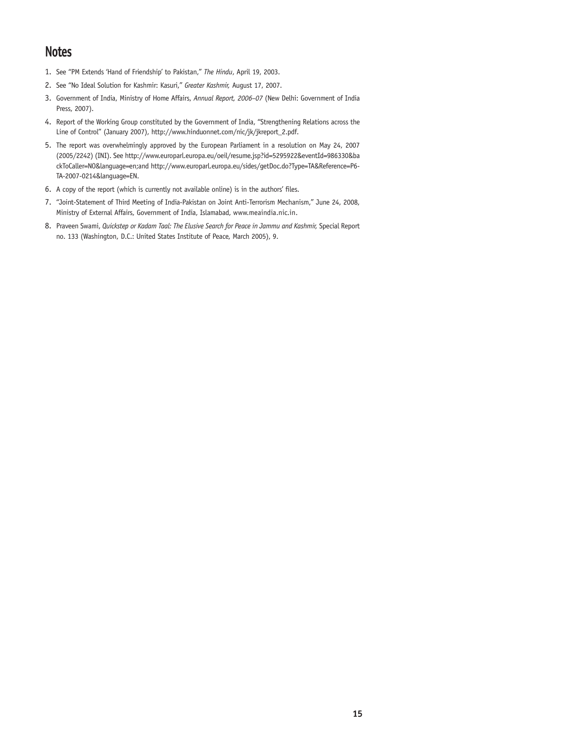## Notes

1. See "PM Extends 'Hand of Friendship' to Pakistan," *The Hindu*, April 19, 2003.
2. See "No Ideal Solution for Kashmir: Kasuri," *Greater Kashmir,* August 17, 2007.
3. Government of India, Ministry of Home Affairs, *Annual Report, 2006–07* (New Delhi: Government of India Press, 2007).
4. Report of the Working Group constituted by the Government of India, "Strengthening Relations across the Line of Control" (January 2007), http://www.hinduonnet.com/nic/jk/jkreport_2.pdf.
5. The report was overwhelmingly approved by the European Parliament in a resolution on May 24, 2007 (2005/2242) (INI). See http://www.europarl.europa.eu/oeil/resume.jsp?id=5295922&eventId=986330&backToCaller=NO&language=en;and http://www.europarl.europa.eu/sides/getDoc.do?Type=TA&Reference=P6-TA-2007-0214&language=EN.
6. A copy of the report (which is currently not available online) is in the authors' files.
7. "Joint-Statement of Third Meeting of India-Pakistan on Joint Anti-Terrorism Mechanism," June 24, 2008, Ministry of External Affairs, Government of India, Islamabad, www.meaindia.nic.in.
8. Praveen Swami, *Quickstep or Kadam Taal: The Elusive Search for Peace in Jammu and Kashmir,* Special Report no. 133 (Washington, D.C.: United States Institute of Peace, March 2005), 9.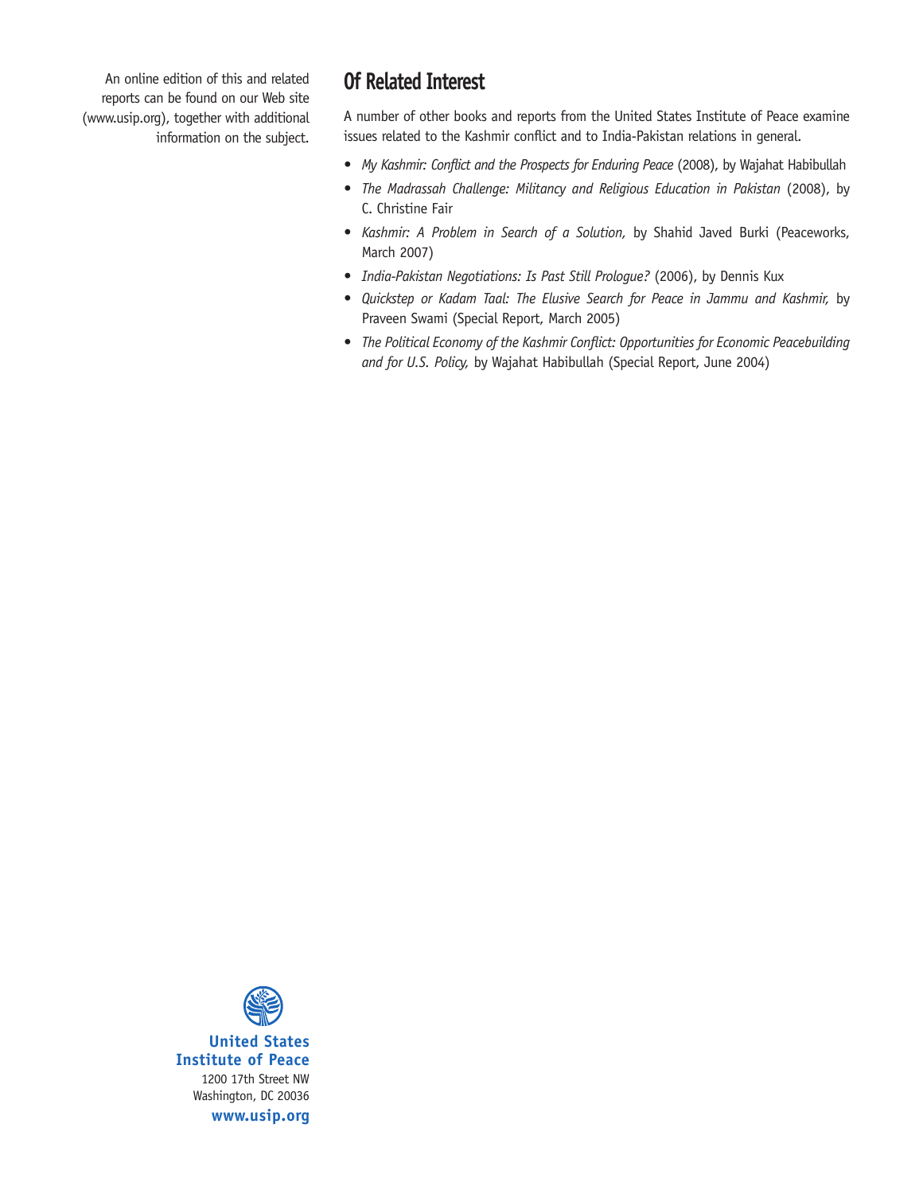An online edition of this and related reports can be found on our Web site (www.usip.org), together with additional information on the subject.

## Of Related Interest

A number of other books and reports from the United States Institute of Peace examine issues related to the Kashmir conflict and to India-Pakistan relations in general.

- *My Kashmir: Conflict and the Prospects for Enduring Peace* (2008), by Wajahat Habibullah
- *The Madrassah Challenge: Militancy and Religious Education in Pakistan* (2008), by C. Christine Fair
- *Kashmir: A Problem in Search of a Solution,* by Shahid Javed Burki (Peaceworks, March 2007)
- *India-Pakistan Negotiations: Is Past Still Prologue?* (2006), by Dennis Kux
- *Quickstep or Kadam Taal: The Elusive Search for Peace in Jammu and Kashmir,* by Praveen Swami (Special Report, March 2005)
- *The Political Economy of the Kashmir Conflict: Opportunities for Economic Peacebuilding and for U.S. Policy,* by Wajahat Habibullah (Special Report, June 2004)

**United States Institute of Peace**
1200 17th Street NW
Washington, DC 20036
**www.usip.org**